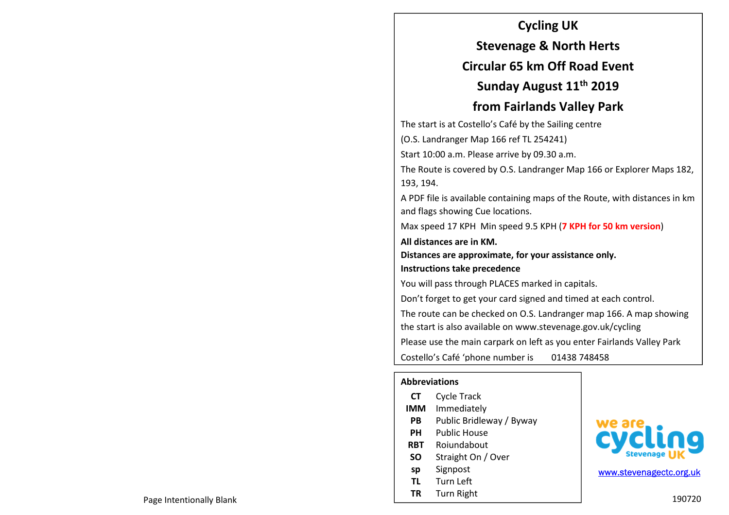Page Intentionally Blank

# Cycling UK

# Stevenage & North Herts

# Circular 65 km Off Road Event

# Sunday August 11th 2019

# from Fairlands Valley Park

The start is at Costello's Café by the Sailing centre

(O.S. Landranger Map 166 ref TL 254241)

Start 10:00 a.m. Please arrive by 09.30 a.m.

The Route is covered by O.S. Landranger Map 166 or Explorer Maps 182, 193, 194.

A PDF file is available containing maps of the Route, with distances in km and flags showing Cue locations.

Max speed 17 KPH Min speed 9.5 KPH (**7 KPH for 50 km version**)

**All distances are in KM.**
**Distances are approximate, for your assistance only.**
**Instructions take precedence**

You will pass through PLACES marked in capitals.

Don't forget to get your card signed and timed at each control.

The route can be checked on O.S. Landranger map 166. A map showing the start is also available on www.stevenage.gov.uk/cycling

Please use the main carpark on left as you enter Fairlands Valley Park

Costello's Café 'phone number is 01438 748458

**Abbreviations**

| | |
|---|---|
| **CT** | Cycle Track |
| **IMM** | Immediately |
| **PB** | Public Bridleway / Byway |
| **PH** | Public House |
| **RBT** | Roiundabout |
| **SO** | Straight On / Over |
| **sp** | Signpost |
| **TL** | Turn Left |
| **TR** | Turn Right |

we are cycling Stevenage UK

www.stevenagectc.org.uk

190720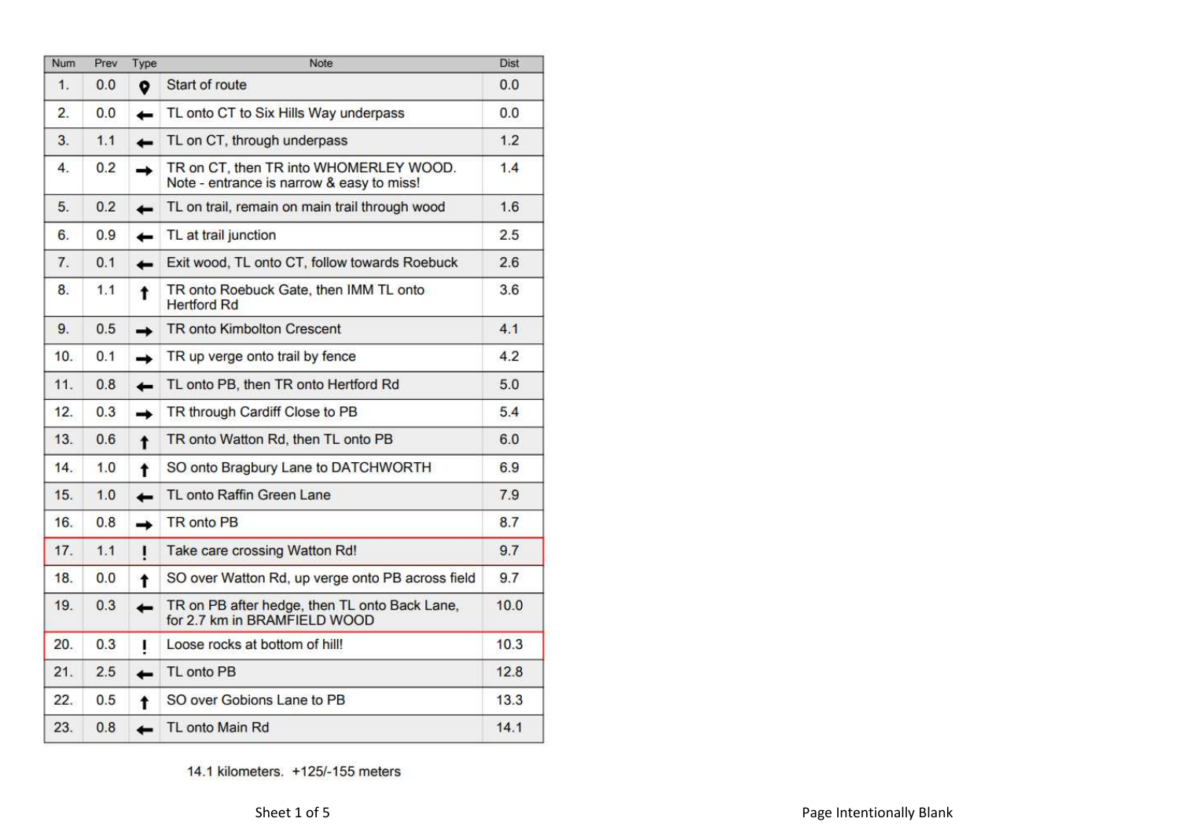| Num | Prev | Type | Note | Dist |
|---|---|---|---|---|
| 1. | 0.0 | 📍 | Start of route | 0.0 |
| 2. | 0.0 | ← | TL onto CT to Six Hills Way underpass | 0.0 |
| 3. | 1.1 | ← | TL on CT, through underpass | 1.2 |
| 4. | 0.2 | → | TR on CT, then TR into WHOMERLEY WOOD. Note - entrance is narrow & easy to miss! | 1.4 |
| 5. | 0.2 | ← | TL on trail, remain on main trail through wood | 1.6 |
| 6. | 0.9 | ← | TL at trail junction | 2.5 |
| 7. | 0.1 | ← | Exit wood, TL onto CT, follow towards Roebuck | 2.6 |
| 8. | 1.1 | ↑ | TR onto Roebuck Gate, then IMM TL onto Hertford Rd | 3.6 |
| 9. | 0.5 | → | TR onto Kimbolton Crescent | 4.1 |
| 10. | 0.1 | → | TR up verge onto trail by fence | 4.2 |
| 11. | 0.8 | ← | TL onto PB, then TR onto Hertford Rd | 5.0 |
| 12. | 0.3 | → | TR through Cardiff Close to PB | 5.4 |
| 13. | 0.6 | ↑ | TR onto Watton Rd, then TL onto PB | 6.0 |
| 14. | 1.0 | ↑ | SO onto Bragbury Lane to DATCHWORTH | 6.9 |
| 15. | 1.0 | ← | TL onto Raffin Green Lane | 7.9 |
| 16. | 0.8 | → | TR onto PB | 8.7 |
| 17. | 1.1 | ! | Take care crossing Watton Rd! | 9.7 |
| 18. | 0.0 | ↑ | SO over Watton Rd, up verge onto PB across field | 9.7 |
| 19. | 0.3 | ← | TR on PB after hedge, then TL onto Back Lane, for 2.7 km in BRAMFIELD WOOD | 10.0 |
| 20. | 0.3 | ! | Loose rocks at bottom of hill! | 10.3 |
| 21. | 2.5 | ← | TL onto PB | 12.8 |
| 22. | 0.5 | ↑ | SO over Gobions Lane to PB | 13.3 |
| 23. | 0.8 | ← | TL onto Main Rd | 14.1 |

14.1 kilometers. +125/-155 meters

Sheet 1 of 5

Page Intentionally Blank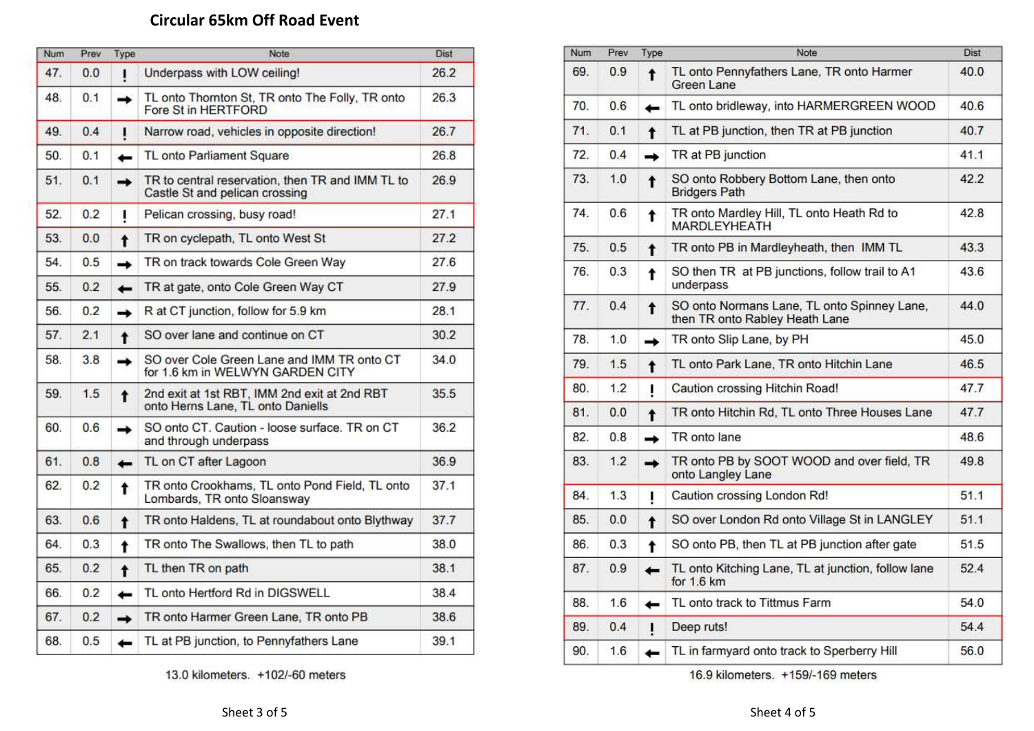# Circular 65km Off Road Event

| Num | Prev | Type | Note | Dist |
|---|---|---|---|---|
| 47. | 0.0 | ! | Underpass with LOW ceiling! | 26.2 |
| 48. | 0.1 | → | TL onto Thornton St, TR onto The Folly, TR onto Fore St in HERTFORD | 26.3 |
| 49. | 0.4 | ! | Narrow road, vehicles in opposite direction! | 26.7 |
| 50. | 0.1 | ← | TL onto Parliament Square | 26.8 |
| 51. | 0.1 | → | TR to central reservation, then TR and IMM TL to Castle St and pelican crossing | 26.9 |
| 52. | 0.2 | ! | Pelican crossing, busy road! | 27.1 |
| 53. | 0.0 | ↑ | TR on cyclepath, TL onto West St | 27.2 |
| 54. | 0.5 | → | TR on track towards Cole Green Way | 27.6 |
| 55. | 0.2 | ← | TR at gate, onto Cole Green Way CT | 27.9 |
| 56. | 0.2 | → | R at CT junction, follow for 5.9 km | 28.1 |
| 57. | 2.1 | ↑ | SO over lane and continue on CT | 30.2 |
| 58. | 3.8 | → | SO over Cole Green Lane and IMM TR onto CT for 1.6 km in WELWYN GARDEN CITY | 34.0 |
| 59. | 1.5 | ↑ | 2nd exit at 1st RBT, IMM 2nd exit at 2nd RBT onto Herns Lane, TL onto Daniells | 35.5 |
| 60. | 0.6 | → | SO onto CT. Caution - loose surface. TR on CT and through underpass | 36.2 |
| 61. | 0.8 | ← | TL on CT after Lagoon | 36.9 |
| 62. | 0.2 | ↑ | TR onto Crookhams, TL onto Pond Field, TL onto Lombards, TR onto Sloansway | 37.1 |
| 63. | 0.6 | ↑ | TR onto Haldens, TL at roundabout onto Blythway | 37.7 |
| 64. | 0.3 | ↑ | TR onto The Swallows, then TL to path | 38.0 |
| 65. | 0.2 | ↑ | TL then TR on path | 38.1 |
| 66. | 0.2 | ← | TL onto Hertford Rd in DIGSWELL | 38.4 |
| 67. | 0.2 | → | TR onto Harmer Green Lane, TR onto PB | 38.6 |
| 68. | 0.5 | ← | TL at PB junction, to Pennyfathers Lane | 39.1 |

13.0 kilometers. +102/-60 meters

| Num | Prev | Type | Note | Dist |
|---|---|---|---|---|
| 69. | 0.9 | ↑ | TL onto Pennyfathers Lane, TR onto Harmer Green Lane | 40.0 |
| 70. | 0.6 | ← | TL onto bridleway, into HARMERGREEN WOOD | 40.6 |
| 71. | 0.1 | ↑ | TL at PB junction, then TR at PB junction | 40.7 |
| 72. | 0.4 | → | TR at PB junction | 41.1 |
| 73. | 1.0 | ↑ | SO onto Robbery Bottom Lane, then onto Bridgers Path | 42.2 |
| 74. | 0.6 | ↑ | TR onto Mardley Hill, TL onto Heath Rd to MARDLEYHEATH | 42.8 |
| 75. | 0.5 | ↑ | TR onto PB in Mardleyheath, then IMM TL | 43.3 |
| 76. | 0.3 | ↑ | SO then TR at PB junctions, follow trail to A1 underpass | 43.6 |
| 77. | 0.4 | ↑ | SO onto Normans Lane, TL onto Spinney Lane, then TR onto Rabley Heath Lane | 44.0 |
| 78. | 1.0 | → | TR onto Slip Lane, by PH | 45.0 |
| 79. | 1.5 | ↑ | TL onto Park Lane, TR onto Hitchin Lane | 46.5 |
| 80. | 1.2 | ! | Caution crossing Hitchin Road! | 47.7 |
| 81. | 0.0 | ↑ | TR onto Hitchin Rd, TL onto Three Houses Lane | 47.7 |
| 82. | 0.8 | → | TR onto lane | 48.6 |
| 83. | 1.2 | → | TR onto PB by SOOT WOOD and over field, TR onto Langley Lane | 49.8 |
| 84. | 1.3 | ! | Caution crossing London Rd! | 51.1 |
| 85. | 0.0 | ↑ | SO over London Rd onto Village St in LANGLEY | 51.1 |
| 86. | 0.3 | ↑ | SO onto PB, then TL at PB junction after gate | 51.5 |
| 87. | 0.9 | ← | TL onto Kitching Lane, TL at junction, follow lane for 1.6 km | 52.4 |
| 88. | 1.6 | ← | TL onto track to Tittmus Farm | 54.0 |
| 89. | 0.4 | ! | Deep ruts! | 54.4 |
| 90. | 1.6 | ← | TL in farmyard onto track to Sperberry Hill | 56.0 |

16.9 kilometers. +159/-169 meters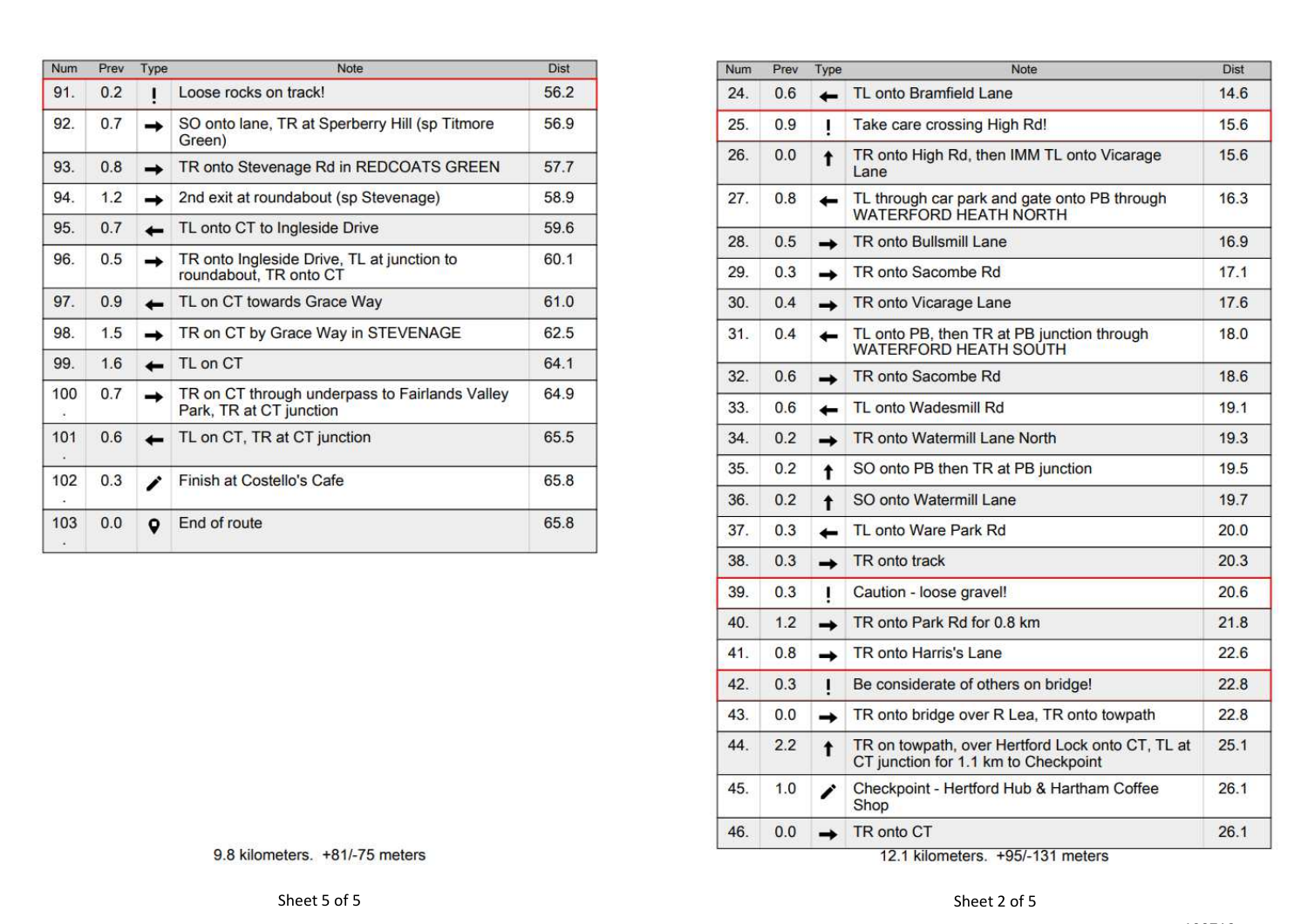| Num | Prev | Type | Note | Dist |
|---|---|---|---|---|
| 91. | 0.2 | ! | Loose rocks on track! | 56.2 |
| 92. | 0.7 | → | SO onto lane, TR at Sperberry Hill (sp Titmore Green) | 56.9 |
| 93. | 0.8 | → | TR onto Stevenage Rd in REDCOATS GREEN | 57.7 |
| 94. | 1.2 | → | 2nd exit at roundabout (sp Stevenage) | 58.9 |
| 95. | 0.7 | ← | TL onto CT to Ingleside Drive | 59.6 |
| 96. | 0.5 | → | TR onto Ingleside Drive, TL at junction to roundabout, TR onto CT | 60.1 |
| 97. | 0.9 | ← | TL on CT towards Grace Way | 61.0 |
| 98. | 1.5 | → | TR on CT by Grace Way in STEVENAGE | 62.5 |
| 99. | 1.6 | ← | TL on CT | 64.1 |
| 100. | 0.7 | → | TR on CT through underpass to Fairlands Valley Park, TR at CT junction | 64.9 |
| 101. | 0.6 | ← | TL on CT, TR at CT junction | 65.5 |
| 102. | 0.3 | ✎ | Finish at Costello's Cafe | 65.8 |
| 103. | 0.0 | ⚲ | End of route | 65.8 |

9.8 kilometers. +81/-75 meters

| Num | Prev | Type | Note | Dist |
|---|---|---|---|---|
| 24. | 0.6 | ← | TL onto Bramfield Lane | 14.6 |
| 25. | 0.9 | ! | Take care crossing High Rd! | 15.6 |
| 26. | 0.0 | ↑ | TR onto High Rd, then IMM TL onto Vicarage Lane | 15.6 |
| 27. | 0.8 | ← | TL through car park and gate onto PB through WATERFORD HEATH NORTH | 16.3 |
| 28. | 0.5 | → | TR onto Bullsmill Lane | 16.9 |
| 29. | 0.3 | → | TR onto Sacombe Rd | 17.1 |
| 30. | 0.4 | → | TR onto Vicarage Lane | 17.6 |
| 31. | 0.4 | ← | TL onto PB, then TR at PB junction through WATERFORD HEATH SOUTH | 18.0 |
| 32. | 0.6 | → | TR onto Sacombe Rd | 18.6 |
| 33. | 0.6 | ← | TL onto Wadesmill Rd | 19.1 |
| 34. | 0.2 | → | TR onto Watermill Lane North | 19.3 |
| 35. | 0.2 | ↑ | SO onto PB then TR at PB junction | 19.5 |
| 36. | 0.2 | ↑ | SO onto Watermill Lane | 19.7 |
| 37. | 0.3 | ← | TL onto Ware Park Rd | 20.0 |
| 38. | 0.3 | → | TR onto track | 20.3 |
| 39. | 0.3 | ! | Caution - loose gravel! | 20.6 |
| 40. | 1.2 | → | TR onto Park Rd for 0.8 km | 21.8 |
| 41. | 0.8 | → | TR onto Harris's Lane | 22.6 |
| 42. | 0.3 | ! | Be considerate of others on bridge! | 22.8 |
| 43. | 0.0 | → | TR onto bridge over R Lea, TR onto towpath | 22.8 |
| 44. | 2.2 | ↑ | TR on towpath, over Hertford Lock onto CT, TL at CT junction for 1.1 km to Checkpoint | 25.1 |
| 45. | 1.0 | ✎ | Checkpoint - Hertford Hub & Hartham Coffee Shop | 26.1 |
| 46. | 0.0 | → | TR onto CT | 26.1 |

12.1 kilometers. +95/-131 meters